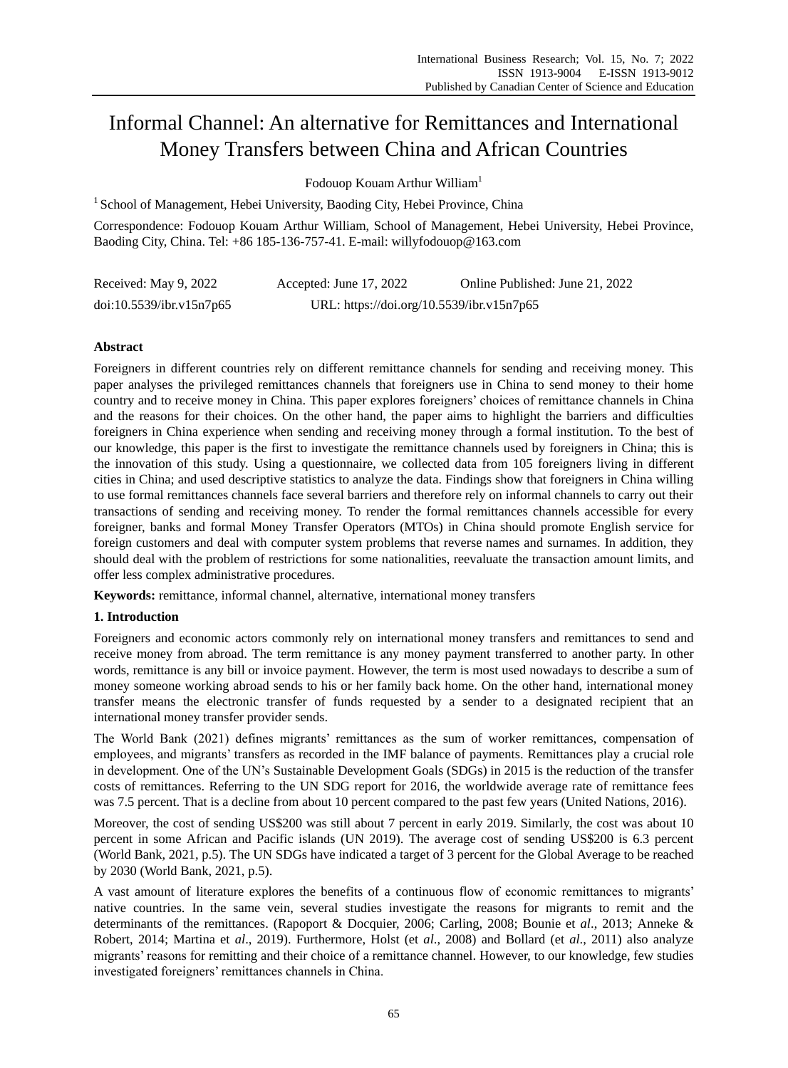# Informal Channel: An alternative for Remittances and International Money Transfers between China and African Countries

Fodouop Kouam Arthur William[1]

[1] School of Management, Hebei University, Baoding City, Hebei Province, China

Correspondence: Fodouop Kouam Arthur William, School of Management, Hebei University, Hebei Province, Baoding City, China. Tel: +86 185-136-757-41. E-mail: willyfodouop@163.com

Received: May 9, 2022 Accepted: June 17, 2022 Online Published: June 21, 2022

doi:10.5539/ibr.v15n7p65 URL: https://doi.org/10.5539/ibr.v15n7p65

## Abstract

Foreigners in different countries rely on different remittance channels for sending and receiving money. This paper analyses the privileged remittances channels that foreigners use in China to send money to their home country and to receive money in China. This paper explores foreigners' choices of remittance channels in China and the reasons for their choices. On the other hand, the paper aims to highlight the barriers and difficulties foreigners in China experience when sending and receiving money through a formal institution. To the best of our knowledge, this paper is the first to investigate the remittance channels used by foreigners in China; this is the innovation of this study. Using a questionnaire, we collected data from 105 foreigners living in different cities in China; and used descriptive statistics to analyze the data. Findings show that foreigners in China willing to use formal remittances channels face several barriers and therefore rely on informal channels to carry out their transactions of sending and receiving money. To render the formal remittances channels accessible for every foreigner, banks and formal Money Transfer Operators (MTOs) in China should promote English service for foreign customers and deal with computer system problems that reverse names and surnames. In addition, they should deal with the problem of restrictions for some nationalities, reevaluate the transaction amount limits, and offer less complex administrative procedures.

**Keywords:** remittance, informal channel, alternative, international money transfers

## 1. Introduction

Foreigners and economic actors commonly rely on international money transfers and remittances to send and receive money from abroad. The term remittance is any money payment transferred to another party. In other words, remittance is any bill or invoice payment. However, the term is most used nowadays to describe a sum of money someone working abroad sends to his or her family back home. On the other hand, international money transfer means the electronic transfer of funds requested by a sender to a designated recipient that an international money transfer provider sends.

The World Bank (2021) defines migrants' remittances as the sum of worker remittances, compensation of employees, and migrants' transfers as recorded in the IMF balance of payments. Remittances play a crucial role in development. One of the UN's Sustainable Development Goals (SDGs) in 2015 is the reduction of the transfer costs of remittances. Referring to the UN SDG report for 2016, the worldwide average rate of remittance fees was 7.5 percent. That is a decline from about 10 percent compared to the past few years (United Nations, 2016).

Moreover, the cost of sending US$200 was still about 7 percent in early 2019. Similarly, the cost was about 10 percent in some African and Pacific islands (UN 2019). The average cost of sending US$200 is 6.3 percent (World Bank, 2021, p.5). The UN SDGs have indicated a target of 3 percent for the Global Average to be reached by 2030 (World Bank, 2021, p.5).

A vast amount of literature explores the benefits of a continuous flow of economic remittances to migrants' native countries. In the same vein, several studies investigate the reasons for migrants to remit and the determinants of the remittances. (Rapoport & Docquier, 2006; Carling, 2008; Bounie et *al*., 2013; Anneke & Robert, 2014; Martina et *al*., 2019). Furthermore, Holst (et *al*., 2008) and Bollard (et *al*., 2011) also analyze migrants' reasons for remitting and their choice of a remittance channel. However, to our knowledge, few studies investigated foreigners' remittances channels in China.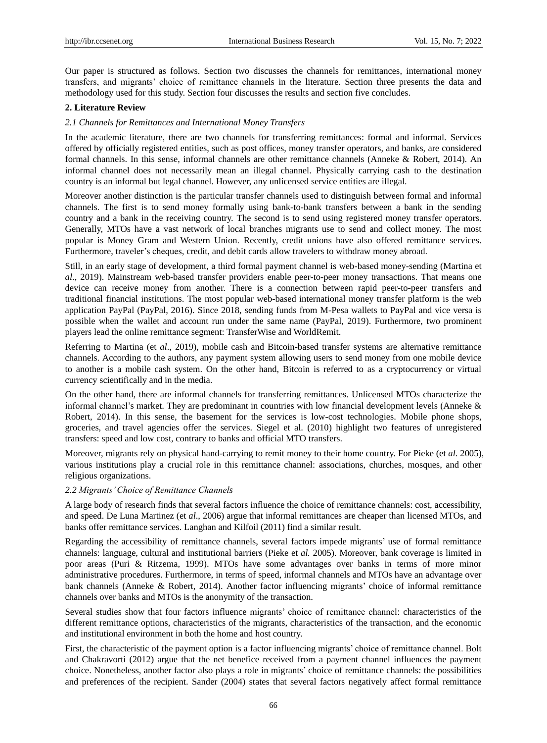Our paper is structured as follows. Section two discusses the channels for remittances, international money transfers, and migrants' choice of remittance channels in the literature. Section three presents the data and methodology used for this study. Section four discusses the results and section five concludes.

## 2. Literature Review

### *2.1 Channels for Remittances and International Money Transfers*

In the academic literature, there are two channels for transferring remittances: formal and informal. Services offered by officially registered entities, such as post offices, money transfer operators, and banks, are considered formal channels. In this sense, informal channels are other remittance channels (Anneke & Robert, 2014). An informal channel does not necessarily mean an illegal channel. Physically carrying cash to the destination country is an informal but legal channel. However, any unlicensed service entities are illegal.

Moreover another distinction is the particular transfer channels used to distinguish between formal and informal channels. The first is to send money formally using bank-to-bank transfers between a bank in the sending country and a bank in the receiving country. The second is to send using registered money transfer operators. Generally, MTOs have a vast network of local branches migrants use to send and collect money. The most popular is Money Gram and Western Union. Recently, credit unions have also offered remittance services. Furthermore, traveler's cheques, credit, and debit cards allow travelers to withdraw money abroad.

Still, in an early stage of development, a third formal payment channel is web-based money-sending (Martina et *al*., 2019). Mainstream web-based transfer providers enable peer-to-peer money transactions. That means one device can receive money from another. There is a connection between rapid peer-to-peer transfers and traditional financial institutions. The most popular web-based international money transfer platform is the web application PayPal (PayPal, 2016). Since 2018, sending funds from M-Pesa wallets to PayPal and vice versa is possible when the wallet and account run under the same name (PayPal, 2019). Furthermore, two prominent players lead the online remittance segment: TransferWise and WorldRemit.

Referring to Martina (et *al*., 2019), mobile cash and Bitcoin-based transfer systems are alternative remittance channels. According to the authors, any payment system allowing users to send money from one mobile device to another is a mobile cash system. On the other hand, Bitcoin is referred to as a cryptocurrency or virtual currency scientifically and in the media.

On the other hand, there are informal channels for transferring remittances. Unlicensed MTOs characterize the informal channel's market. They are predominant in countries with low financial development levels (Anneke & Robert, 2014). In this sense, the basement for the services is low-cost technologies. Mobile phone shops, groceries, and travel agencies offer the services. Siegel et al. (2010) highlight two features of unregistered transfers: speed and low cost, contrary to banks and official MTO transfers.

Moreover, migrants rely on physical hand-carrying to remit money to their home country. For Pieke (et *al*. 2005), various institutions play a crucial role in this remittance channel: associations, churches, mosques, and other religious organizations.

### *2.2 Migrants' Choice of Remittance Channels*

A large body of research finds that several factors influence the choice of remittance channels: cost, accessibility, and speed. De Luna Martinez (et *al*., 2006) argue that informal remittances are cheaper than licensed MTOs, and banks offer remittance services. Langhan and Kilfoil (2011) find a similar result.

Regarding the accessibility of remittance channels, several factors impede migrants' use of formal remittance channels: language, cultural and institutional barriers (Pieke et *al.* 2005). Moreover, bank coverage is limited in poor areas (Puri & Ritzema, 1999). MTOs have some advantages over banks in terms of more minor administrative procedures. Furthermore, in terms of speed, informal channels and MTOs have an advantage over bank channels (Anneke & Robert, 2014). Another factor influencing migrants' choice of informal remittance channels over banks and MTOs is the anonymity of the transaction.

Several studies show that four factors influence migrants' choice of remittance channel: characteristics of the different remittance options, characteristics of the migrants, characteristics of the transaction, and the economic and institutional environment in both the home and host country.

First, the characteristic of the payment option is a factor influencing migrants' choice of remittance channel. Bolt and Chakravorti (2012) argue that the net benefice received from a payment channel influences the payment choice. Nonetheless, another factor also plays a role in migrants' choice of remittance channels: the possibilities and preferences of the recipient. Sander (2004) states that several factors negatively affect formal remittance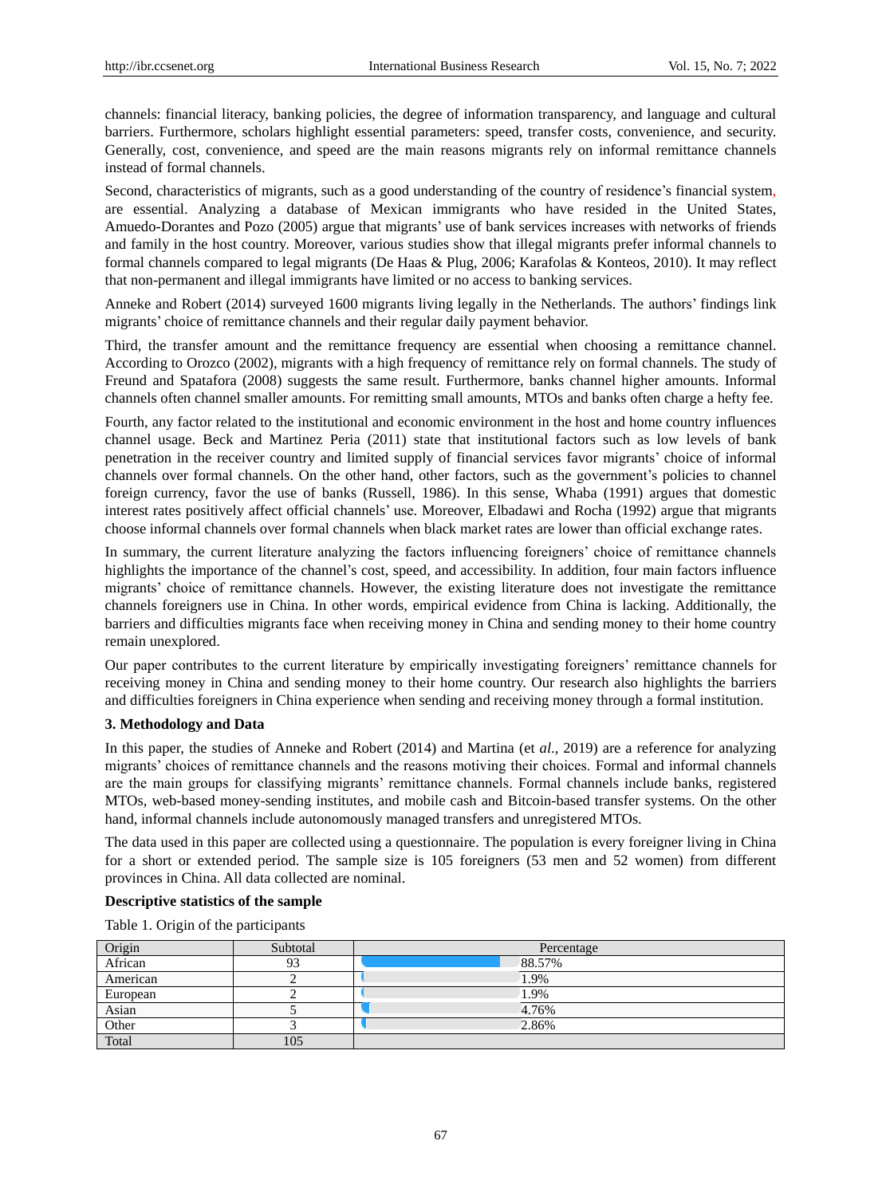channels: financial literacy, banking policies, the degree of information transparency, and language and cultural barriers. Furthermore, scholars highlight essential parameters: speed, transfer costs, convenience, and security. Generally, cost, convenience, and speed are the main reasons migrants rely on informal remittance channels instead of formal channels.

Second, characteristics of migrants, such as a good understanding of the country of residence's financial system, are essential. Analyzing a database of Mexican immigrants who have resided in the United States, Amuedo-Dorantes and Pozo (2005) argue that migrants' use of bank services increases with networks of friends and family in the host country. Moreover, various studies show that illegal migrants prefer informal channels to formal channels compared to legal migrants (De Haas & Plug, 2006; Karafolas & Konteos, 2010). It may reflect that non-permanent and illegal immigrants have limited or no access to banking services.

Anneke and Robert (2014) surveyed 1600 migrants living legally in the Netherlands. The authors' findings link migrants' choice of remittance channels and their regular daily payment behavior.

Third, the transfer amount and the remittance frequency are essential when choosing a remittance channel. According to Orozco (2002), migrants with a high frequency of remittance rely on formal channels. The study of Freund and Spatafora (2008) suggests the same result. Furthermore, banks channel higher amounts. Informal channels often channel smaller amounts. For remitting small amounts, MTOs and banks often charge a hefty fee.

Fourth, any factor related to the institutional and economic environment in the host and home country influences channel usage. Beck and Martinez Peria (2011) state that institutional factors such as low levels of bank penetration in the receiver country and limited supply of financial services favor migrants' choice of informal channels over formal channels. On the other hand, other factors, such as the government's policies to channel foreign currency, favor the use of banks (Russell, 1986). In this sense, Whaba (1991) argues that domestic interest rates positively affect official channels' use. Moreover, Elbadawi and Rocha (1992) argue that migrants choose informal channels over formal channels when black market rates are lower than official exchange rates.

In summary, the current literature analyzing the factors influencing foreigners' choice of remittance channels highlights the importance of the channel's cost, speed, and accessibility. In addition, four main factors influence migrants' choice of remittance channels. However, the existing literature does not investigate the remittance channels foreigners use in China. In other words, empirical evidence from China is lacking. Additionally, the barriers and difficulties migrants face when receiving money in China and sending money to their home country remain unexplored.

Our paper contributes to the current literature by empirically investigating foreigners' remittance channels for receiving money in China and sending money to their home country. Our research also highlights the barriers and difficulties foreigners in China experience when sending and receiving money through a formal institution.

## 3. Methodology and Data

In this paper, the studies of Anneke and Robert (2014) and Martina (et *al.*, 2019) are a reference for analyzing migrants' choices of remittance channels and the reasons motiving their choices. Formal and informal channels are the main groups for classifying migrants' remittance channels. Formal channels include banks, registered MTOs, web-based money-sending institutes, and mobile cash and Bitcoin-based transfer systems. On the other hand, informal channels include autonomously managed transfers and unregistered MTOs.

The data used in this paper are collected using a questionnaire. The population is every foreigner living in China for a short or extended period. The sample size is 105 foreigners (53 men and 52 women) from different provinces in China. All data collected are nominal.

**Descriptive statistics of the sample**

Table 1. Origin of the participants

| Origin | Subtotal | Percentage |
|---|---|---|
| African | 93 | 88.57% |
| American | 2 | 1.9% |
| European | 2 | 1.9% |
| Asian | 5 | 4.76% |
| Other | 3 | 2.86% |
| Total | 105 | |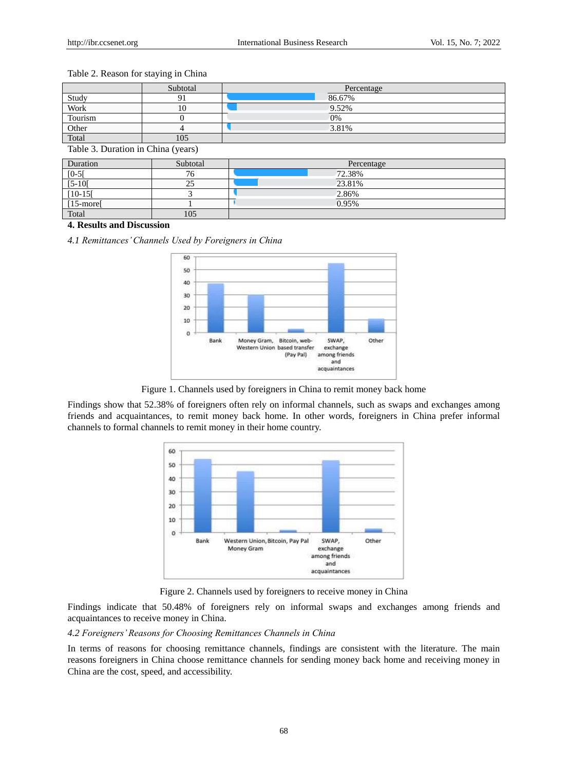Table 2. Reason for staying in China

|  | Subtotal | Percentage |
|---|---|---|
| Study | 91 | 86.67% |
| Work | 10 | 9.52% |
| Tourism | 0 | 0% |
| Other | 4 | 3.81% |
| Total | 105 |  |

Table 3. Duration in China (years)

| Duration | Subtotal | Percentage |
|---|---|---|
| [0-5[ | 76 | 72.38% |
| [5-10[ | 25 | 23.81% |
| [10-15[ | 3 | 2.86% |
| [15-more[ | 1 | 0.95% |
| Total | 105 |  |

## 4. Results and Discussion

### *4.1 Remittances' Channels Used by Foreigners in China*

Figure 1. Channels used by foreigners in China to remit money back home

Findings show that 52.38% of foreigners often rely on informal channels, such as swaps and exchanges among friends and acquaintances, to remit money back home. In other words, foreigners in China prefer informal channels to formal channels to remit money in their home country.

Figure 2. Channels used by foreigners to receive money in China

Findings indicate that 50.48% of foreigners rely on informal swaps and exchanges among friends and acquaintances to receive money in China.

### *4.2 Foreigners' Reasons for Choosing Remittances Channels in China*

In terms of reasons for choosing remittance channels, findings are consistent with the literature. The main reasons foreigners in China choose remittance channels for sending money back home and receiving money in China are the cost, speed, and accessibility.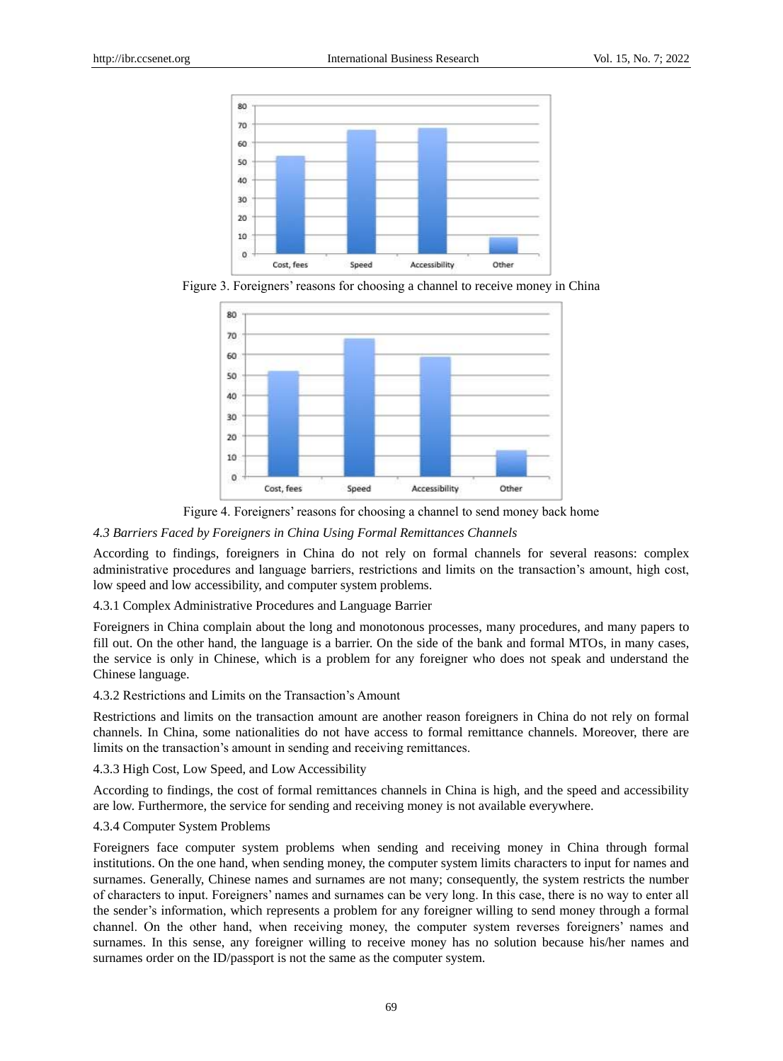Figure 3. Foreigners' reasons for choosing a channel to receive money in China

Figure 4. Foreigners' reasons for choosing a channel to send money back home

### *4.3 Barriers Faced by Foreigners in China Using Formal Remittances Channels*

According to findings, foreigners in China do not rely on formal channels for several reasons: complex administrative procedures and language barriers, restrictions and limits on the transaction's amount, high cost, low speed and low accessibility, and computer system problems.

#### 4.3.1 Complex Administrative Procedures and Language Barrier

Foreigners in China complain about the long and monotonous processes, many procedures, and many papers to fill out. On the other hand, the language is a barrier. On the side of the bank and formal MTOs, in many cases, the service is only in Chinese, which is a problem for any foreigner who does not speak and understand the Chinese language.

#### 4.3.2 Restrictions and Limits on the Transaction's Amount

Restrictions and limits on the transaction amount are another reason foreigners in China do not rely on formal channels. In China, some nationalities do not have access to formal remittance channels. Moreover, there are limits on the transaction's amount in sending and receiving remittances.

#### 4.3.3 High Cost, Low Speed, and Low Accessibility

According to findings, the cost of formal remittances channels in China is high, and the speed and accessibility are low. Furthermore, the service for sending and receiving money is not available everywhere.

#### 4.3.4 Computer System Problems

Foreigners face computer system problems when sending and receiving money in China through formal institutions. On the one hand, when sending money, the computer system limits characters to input for names and surnames. Generally, Chinese names and surnames are not many; consequently, the system restricts the number of characters to input. Foreigners' names and surnames can be very long. In this case, there is no way to enter all the sender's information, which represents a problem for any foreigner willing to send money through a formal channel. On the other hand, when receiving money, the computer system reverses foreigners' names and surnames. In this sense, any foreigner willing to receive money has no solution because his/her names and surnames order on the ID/passport is not the same as the computer system.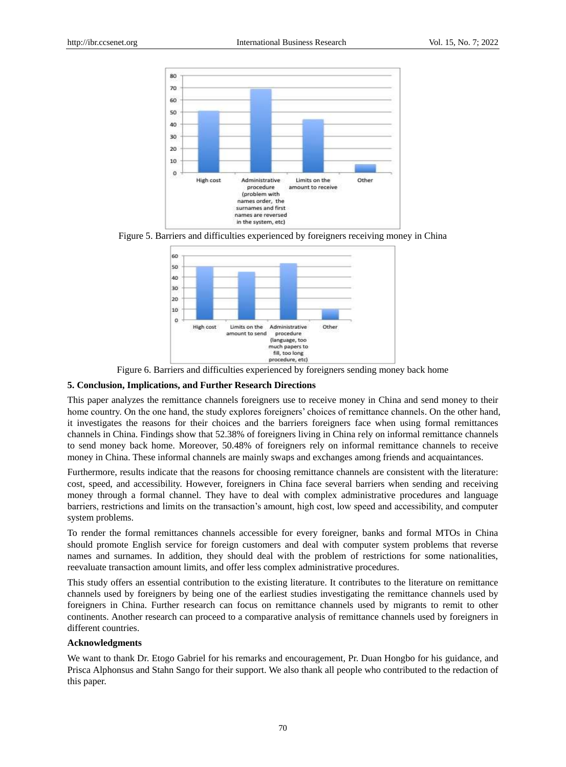Figure 5. Barriers and difficulties experienced by foreigners receiving money in China

Figure 6. Barriers and difficulties experienced by foreigners sending money back home

### 5. Conclusion, Implications, and Further Research Directions

This paper analyzes the remittance channels foreigners use to receive money in China and send money to their home country. On the one hand, the study explores foreigners' choices of remittance channels. On the other hand, it investigates the reasons for their choices and the barriers foreigners face when using formal remittances channels in China. Findings show that 52.38% of foreigners living in China rely on informal remittance channels to send money back home. Moreover, 50.48% of foreigners rely on informal remittance channels to receive money in China. These informal channels are mainly swaps and exchanges among friends and acquaintances.

Furthermore, results indicate that the reasons for choosing remittance channels are consistent with the literature: cost, speed, and accessibility. However, foreigners in China face several barriers when sending and receiving money through a formal channel. They have to deal with complex administrative procedures and language barriers, restrictions and limits on the transaction's amount, high cost, low speed and accessibility, and computer system problems.

To render the formal remittances channels accessible for every foreigner, banks and formal MTOs in China should promote English service for foreign customers and deal with computer system problems that reverse names and surnames. In addition, they should deal with the problem of restrictions for some nationalities, reevaluate transaction amount limits, and offer less complex administrative procedures.

This study offers an essential contribution to the existing literature. It contributes to the literature on remittance channels used by foreigners by being one of the earliest studies investigating the remittance channels used by foreigners in China. Further research can focus on remittance channels used by migrants to remit to other continents. Another research can proceed to a comparative analysis of remittance channels used by foreigners in different countries.

### Acknowledgments

We want to thank Dr. Etogo Gabriel for his remarks and encouragement, Pr. Duan Hongbo for his guidance, and Prisca Alphonsus and Stahn Sango for their support. We also thank all people who contributed to the redaction of this paper.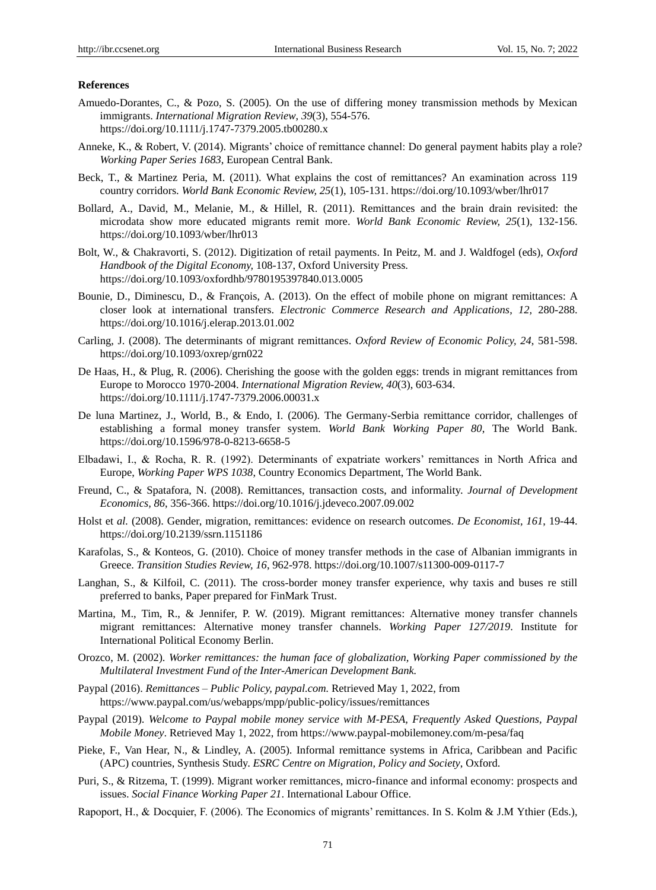**References**

Amuedo-Dorantes, C., & Pozo, S. (2005). On the use of differing money transmission methods by Mexican immigrants. *International Migration Review, 39*(3), 554-576. https://doi.org/10.1111/j.1747-7379.2005.tb00280.x

Anneke, K., & Robert, V. (2014). Migrants' choice of remittance channel: Do general payment habits play a role? *Working Paper Series 1683*, European Central Bank.

Beck, T., & Martinez Peria, M. (2011). What explains the cost of remittances? An examination across 119 country corridors. *World Bank Economic Review, 25*(1), 105-131. https://doi.org/10.1093/wber/lhr017

Bollard, A., David, M., Melanie, M., & Hillel, R. (2011). Remittances and the brain drain revisited: the microdata show more educated migrants remit more. *World Bank Economic Review, 25*(1), 132-156. https://doi.org/10.1093/wber/lhr013

Bolt, W., & Chakravorti, S. (2012). Digitization of retail payments. In Peitz, M. and J. Waldfogel (eds), *Oxford Handbook of the Digital Economy,* 108-137, Oxford University Press. https://doi.org/10.1093/oxfordhb/9780195397840.013.0005

Bounie, D., Diminescu, D., & François, A. (2013). On the effect of mobile phone on migrant remittances: A closer look at international transfers. *Electronic Commerce Research and Applications*, *12,* 280-288. https://doi.org/10.1016/j.elerap.2013.01.002

Carling, J. (2008). The determinants of migrant remittances. *Oxford Review of Economic Policy, 24,* 581-598. https://doi.org/10.1093/oxrep/grn022

De Haas, H., & Plug, R. (2006). Cherishing the goose with the golden eggs: trends in migrant remittances from Europe to Morocco 1970-2004. *International Migration Review, 40*(3), 603-634. https://doi.org/10.1111/j.1747-7379.2006.00031.x

De luna Martinez, J., World, B., & Endo, I. (2006). The Germany-Serbia remittance corridor, challenges of establishing a formal money transfer system. *World Bank Working Paper 80,* The World Bank. https://doi.org/10.1596/978-0-8213-6658-5

Elbadawi, I., & Rocha, R. R. (1992). Determinants of expatriate workers' remittances in North Africa and Europe, *Working Paper WPS 1038*, Country Economics Department, The World Bank.

Freund, C., & Spatafora, N. (2008). Remittances, transaction costs, and informality. *Journal of Development Economics, 86*, 356-366. https://doi.org/10.1016/j.jdeveco.2007.09.002

Holst et *al.* (2008). Gender, migration, remittances: evidence on research outcomes. *De Economist, 161*, 19-44. https://doi.org/10.2139/ssrn.1151186

Karafolas, S., & Konteos, G. (2010). Choice of money transfer methods in the case of Albanian immigrants in Greece. *Transition Studies Review, 16*, 962-978. https://doi.org/10.1007/s11300-009-0117-7

Langhan, S., & Kilfoil, C. (2011). The cross-border money transfer experience, why taxis and buses re still preferred to banks, Paper prepared for FinMark Trust.

Martina, M., Tim, R., & Jennifer, P. W. (2019). Migrant remittances: Alternative money transfer channels migrant remittances: Alternative money transfer channels. *Working Paper 127/2019*. Institute for International Political Economy Berlin.

Orozco, M. (2002). *Worker remittances: the human face of globalization, Working Paper commissioned by the Multilateral Investment Fund of the Inter-American Development Bank.*

Paypal (2016). *Remittances – Public Policy, paypal.com.* Retrieved May 1, 2022, from https://www.paypal.com/us/webapps/mpp/public-policy/issues/remittances

Paypal (2019). *Welcome to Paypal mobile money service with M-PESA, Frequently Asked Questions, Paypal Mobile Money*. Retrieved May 1, 2022, from https://www.paypal-mobilemoney.com/m-pesa/faq

Pieke, F., Van Hear, N., & Lindley, A. (2005). Informal remittance systems in Africa, Caribbean and Pacific (APC) countries, Synthesis Study. *ESRC Centre on Migration, Policy and Society*, Oxford.

Puri, S., & Ritzema, T. (1999). Migrant worker remittances, micro-finance and informal economy: prospects and issues. *Social Finance Working Paper 21*. International Labour Office.

Rapoport, H., & Docquier, F. (2006). The Economics of migrants' remittances. In S. Kolm & J.M Ythier (Eds.),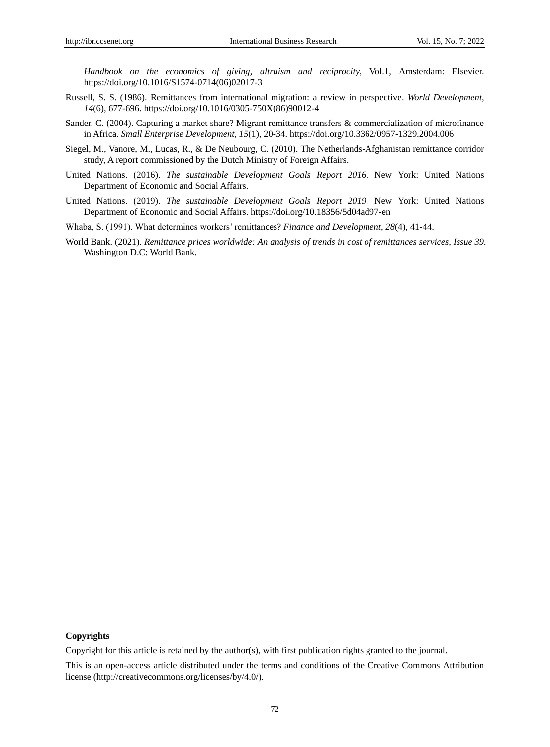*Handbook on the economics of giving, altruism and reciprocity*, Vol.1, Amsterdam: Elsevier. https://doi.org/10.1016/S1574-0714(06)02017-3

Russell, S. S. (1986). Remittances from international migration: a review in perspective. *World Development, 14*(6), 677-696. https://doi.org/10.1016/0305-750X(86)90012-4

Sander, C. (2004). Capturing a market share? Migrant remittance transfers & commercialization of microfinance in Africa. *Small Enterprise Development, 15*(1), 20-34. https://doi.org/10.3362/0957-1329.2004.006

Siegel, M., Vanore, M., Lucas, R., & De Neubourg, C. (2010). The Netherlands-Afghanistan remittance corridor study, A report commissioned by the Dutch Ministry of Foreign Affairs.

United Nations. (2016). *The sustainable Development Goals Report 2016*. New York: United Nations Department of Economic and Social Affairs.

United Nations. (2019). *The sustainable Development Goals Report 2019.* New York: United Nations Department of Economic and Social Affairs. https://doi.org/10.18356/5d04ad97-en

Whaba, S. (1991). What determines workers' remittances? *Finance and Development*, *28*(4), 41-44.

World Bank. (2021). *Remittance prices worldwide: An analysis of trends in cost of remittances services, Issue 39*. Washington D.C: World Bank.

**Copyrights**

Copyright for this article is retained by the author(s), with first publication rights granted to the journal.

This is an open-access article distributed under the terms and conditions of the Creative Commons Attribution license (http://creativecommons.org/licenses/by/4.0/).